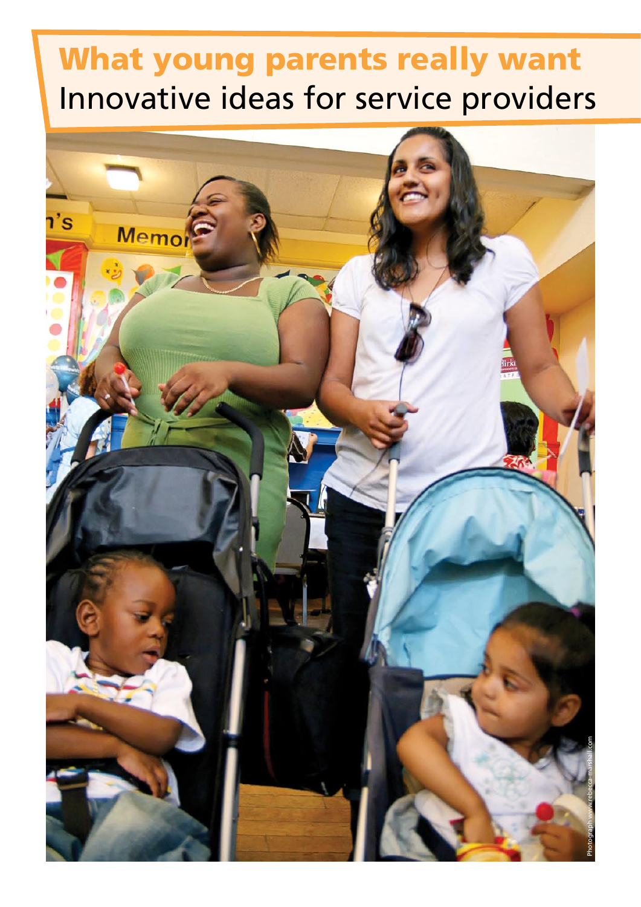# What young parents really want

## Innovative ideas for service providers

Photograph www.rebecca-marshall.com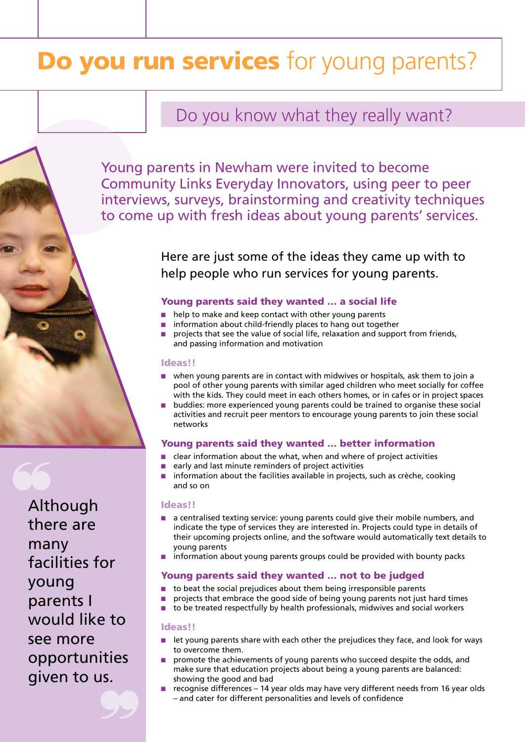# **Do you run services** for young parents?

## Do you know what they really want?

Young parents in Newham were invited to become Community Links Everyday Innovators, using peer to peer interviews, surveys, brainstorming and creativity techniques to come up with fresh ideas about young parents' services.

Here are just some of the ideas they came up with to help people who run services for young parents.

### Young parents said they wanted … a social life

- help to make and keep contact with other young parents
- information about child-friendly places to hang out together
- projects that see the value of social life, relaxation and support from friends, and passing information and motivation

**Ideas!!**

- when young parents are in contact with midwives or hospitals, ask them to join a pool of other young parents with similar aged children who meet socially for coffee with the kids. They could meet in each others homes, or in cafes or in project spaces
- buddies: more experienced young parents could be trained to organise these social activities and recruit peer mentors to encourage young parents to join these social networks

### Young parents said they wanted … better information

- clear information about the what, when and where of project activities
- early and last minute reminders of project activities
- information about the facilities available in projects, such as crèche, cooking and so on

**Ideas!!**

- a centralised texting service: young parents could give their mobile numbers, and indicate the type of services they are interested in. Projects could type in details of their upcoming projects online, and the software would automatically text details to young parents
- information about young parents groups could be provided with bounty packs

### Young parents said they wanted … not to be judged

- to beat the social prejudices about them being irresponsible parents
- projects that embrace the good side of being young parents not just hard times
- to be treated respectfully by health professionals, midwives and social workers

**Ideas!!**

- let young parents share with each other the prejudices they face, and look for ways to overcome them.
- promote the achievements of young parents who succeed despite the odds, and make sure that education projects about being a young parents are balanced: showing the good and bad
- recognise differences – 14 year olds may have very different needs from 16 year olds – and cater for different personalities and levels of confidence

> "Although there are many facilities for young parents I would like to see more opportunities given to us."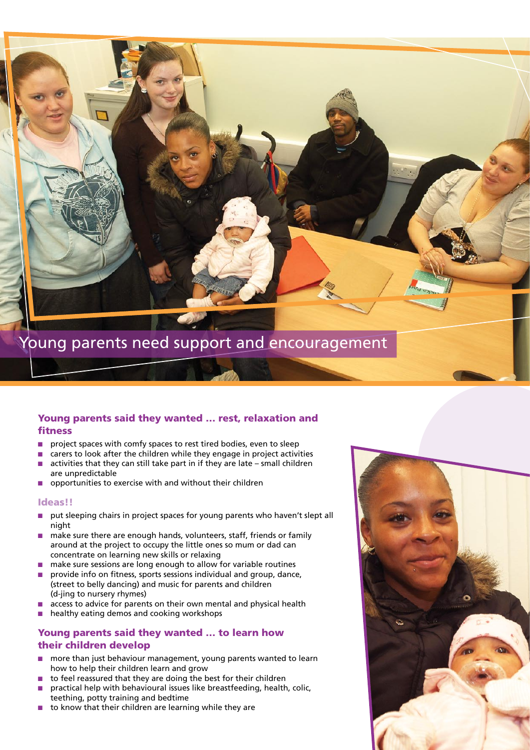Young parents need support and encouragement

### Young parents said they wanted ... rest, relaxation and fitness

- project spaces with comfy spaces to rest tired bodies, even to sleep
- carers to look after the children while they engage in project activities
- activities that they can still take part in if they are late – small children are unpredictable
- opportunities to exercise with and without their children

#### Ideas!!

- put sleeping chairs in project spaces for young parents who haven't slept all night
- make sure there are enough hands, volunteers, staff, friends or family around at the project to occupy the little ones so mum or dad can concentrate on learning new skills or relaxing
- make sure sessions are long enough to allow for variable routines
- provide info on fitness, sports sessions individual and group, dance, (street to belly dancing) and music for parents and children (d-jing to nursery rhymes)
- access to advice for parents on their own mental and physical health
- healthy eating demos and cooking workshops

### Young parents said they wanted ... to learn how their children develop

- more than just behaviour management, young parents wanted to learn how to help their children learn and grow
- to feel reassured that they are doing the best for their children
- practical help with behavioural issues like breastfeeding, health, colic, teething, potty training and bedtime
- to know that their children are learning while they are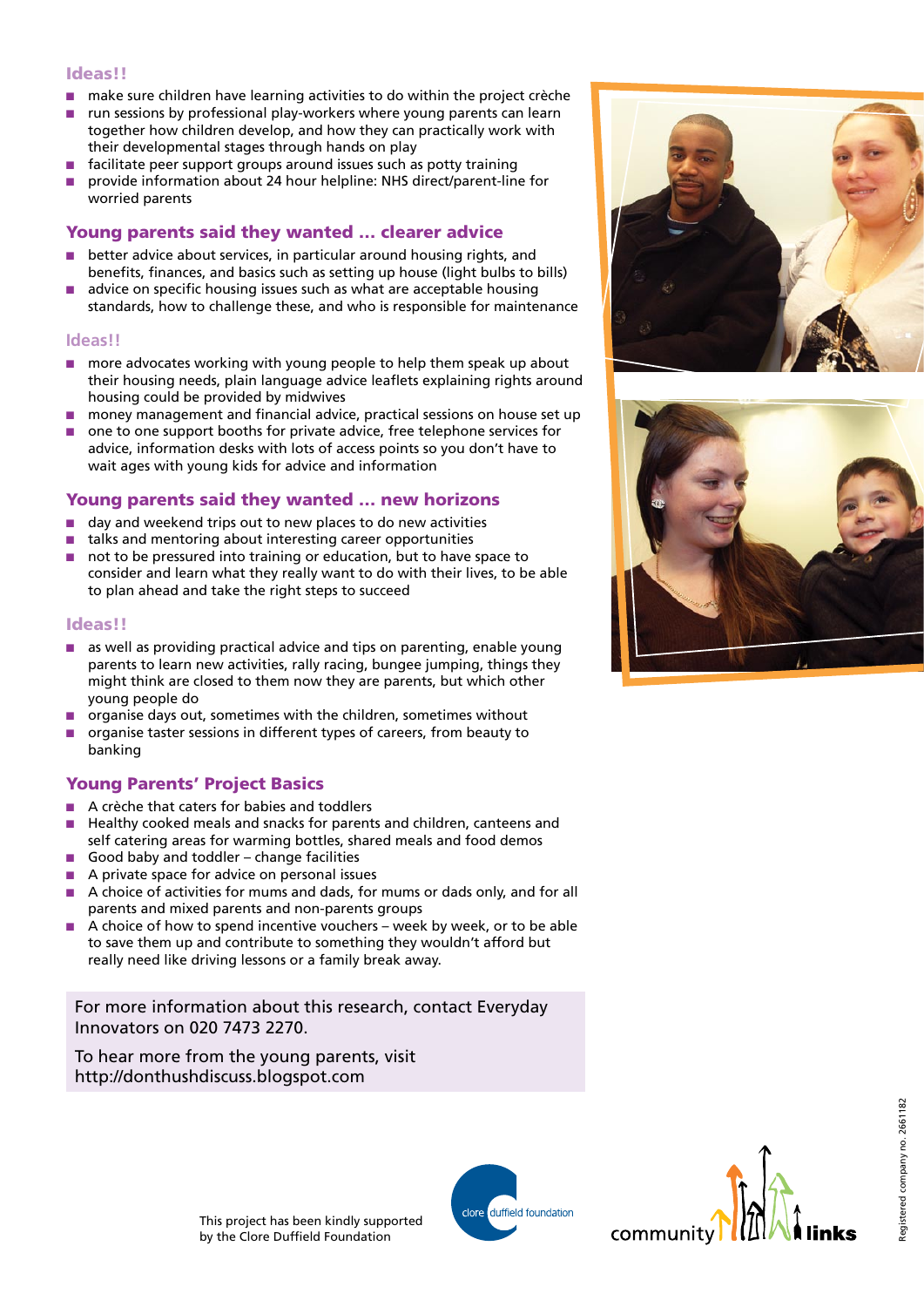### Ideas!!

- make sure children have learning activities to do within the project crèche
- run sessions by professional play-workers where young parents can learn together how children develop, and how they can practically work with their developmental stages through hands on play
- facilitate peer support groups around issues such as potty training
- provide information about 24 hour helpline: NHS direct/parent-line for worried parents

## Young parents said they wanted … clearer advice

- better advice about services, in particular around housing rights, and benefits, finances, and basics such as setting up house (light bulbs to bills)
- advice on specific housing issues such as what are acceptable housing standards, how to challenge these, and who is responsible for maintenance

### Ideas!!

- more advocates working with young people to help them speak up about their housing needs, plain language advice leaflets explaining rights around housing could be provided by midwives
- money management and financial advice, practical sessions on house set up
- one to one support booths for private advice, free telephone services for advice, information desks with lots of access points so you don't have to wait ages with young kids for advice and information

## Young parents said they wanted … new horizons

- day and weekend trips out to new places to do new activities
- talks and mentoring about interesting career opportunities
- not to be pressured into training or education, but to have space to consider and learn what they really want to do with their lives, to be able to plan ahead and take the right steps to succeed

### Ideas!!

- as well as providing practical advice and tips on parenting, enable young parents to learn new activities, rally racing, bungee jumping, things they might think are closed to them now they are parents, but which other young people do
- organise days out, sometimes with the children, sometimes without
- organise taster sessions in different types of careers, from beauty to banking

## Young Parents' Project Basics

- A crèche that caters for babies and toddlers
- Healthy cooked meals and snacks for parents and children, canteens and self catering areas for warming bottles, shared meals and food demos
- Good baby and toddler – change facilities
- A private space for advice on personal issues
- A choice of activities for mums and dads, for mums or dads only, and for all parents and mixed parents and non-parents groups
- A choice of how to spend incentive vouchers – week by week, or to be able to save them up and contribute to something they wouldn't afford but really need like driving lessons or a family break away.

For more information about this research, contact Everyday Innovators on 020 7473 2270.

To hear more from the young parents, visit http://donthushdiscuss.blogspot.com

This project has been kindly supported by the Clore Duffield Foundation

clore duffield foundation

community links

Registered company no. 2661182